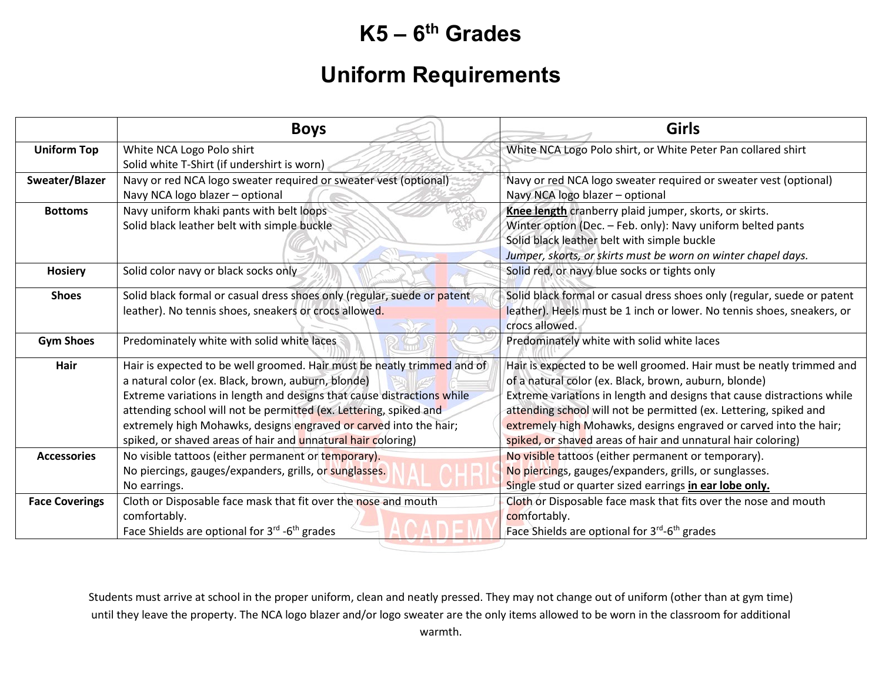# K5 – 6th Grades

# Uniform Requirements

| | Boys | Girls |
|---|---|---|
| **Uniform Top** | White NCA Logo Polo shirt<br>Solid white T-Shirt (if undershirt is worn) | White NCA Logo Polo shirt, or White Peter Pan collared shirt |
| **Sweater/Blazer** | Navy or red NCA logo sweater required or sweater vest (optional)<br>Navy NCA logo blazer – optional | Navy or red NCA logo sweater required or sweater vest (optional)<br>Navy NCA logo blazer – optional |
| **Bottoms** | Navy uniform khaki pants with belt loops<br>Solid black leather belt with simple buckle | **Knee length** cranberry plaid jumper, skorts, or skirts.<br>Winter option (Dec. – Feb. only): Navy uniform belted pants<br>Solid black leather belt with simple buckle<br>*Jumper, skorts, or skirts must be worn on winter chapel days.* |
| **Hosiery** | Solid color navy or black socks only | Solid red, or navy blue socks or tights only |
| **Shoes** | Solid black formal or casual dress shoes only (regular, suede or patent leather). No tennis shoes, sneakers or crocs allowed. | Solid black formal or casual dress shoes only (regular, suede or patent leather). Heels must be 1 inch or lower. No tennis shoes, sneakers, or crocs allowed. |
| **Gym Shoes** | Predominately white with solid white laces | Predominately white with solid white laces |
| **Hair** | Hair is expected to be well groomed. Hair must be neatly trimmed and of a natural color (ex. Black, brown, auburn, blonde)<br>Extreme variations in length and designs that cause distractions while attending school will not be permitted (ex. Lettering, spiked and extremely high Mohawks, designs engraved or carved into the hair; spiked, or shaved areas of hair and unnatural hair coloring) | Hair is expected to be well groomed. Hair must be neatly trimmed and of a natural color (ex. Black, brown, auburn, blonde)<br>Extreme variations in length and designs that cause distractions while attending school will not be permitted (ex. Lettering, spiked and extremely high Mohawks, designs engraved or carved into the hair; spiked, or shaved areas of hair and unnatural hair coloring) |
| **Accessories** | No visible tattoos (either permanent or temporary).<br>No piercings, gauges/expanders, grills, or sunglasses.<br>No earrings. | No visible tattoos (either permanent or temporary).<br>No piercings, gauges/expanders, grills, or sunglasses.<br>Single stud or quarter sized earrings **in ear lobe only.** |
| **Face Coverings** | Cloth or Disposable face mask that fit over the nose and mouth comfortably.<br>Face Shields are optional for 3rd -6th grades | Cloth or Disposable face mask that fits over the nose and mouth comfortably.<br>Face Shields are optional for 3rd-6th grades |

Students must arrive at school in the proper uniform, clean and neatly pressed. They may not change out of uniform (other than at gym time) until they leave the property. The NCA logo blazer and/or logo sweater are the only items allowed to be worn in the classroom for additional warmth.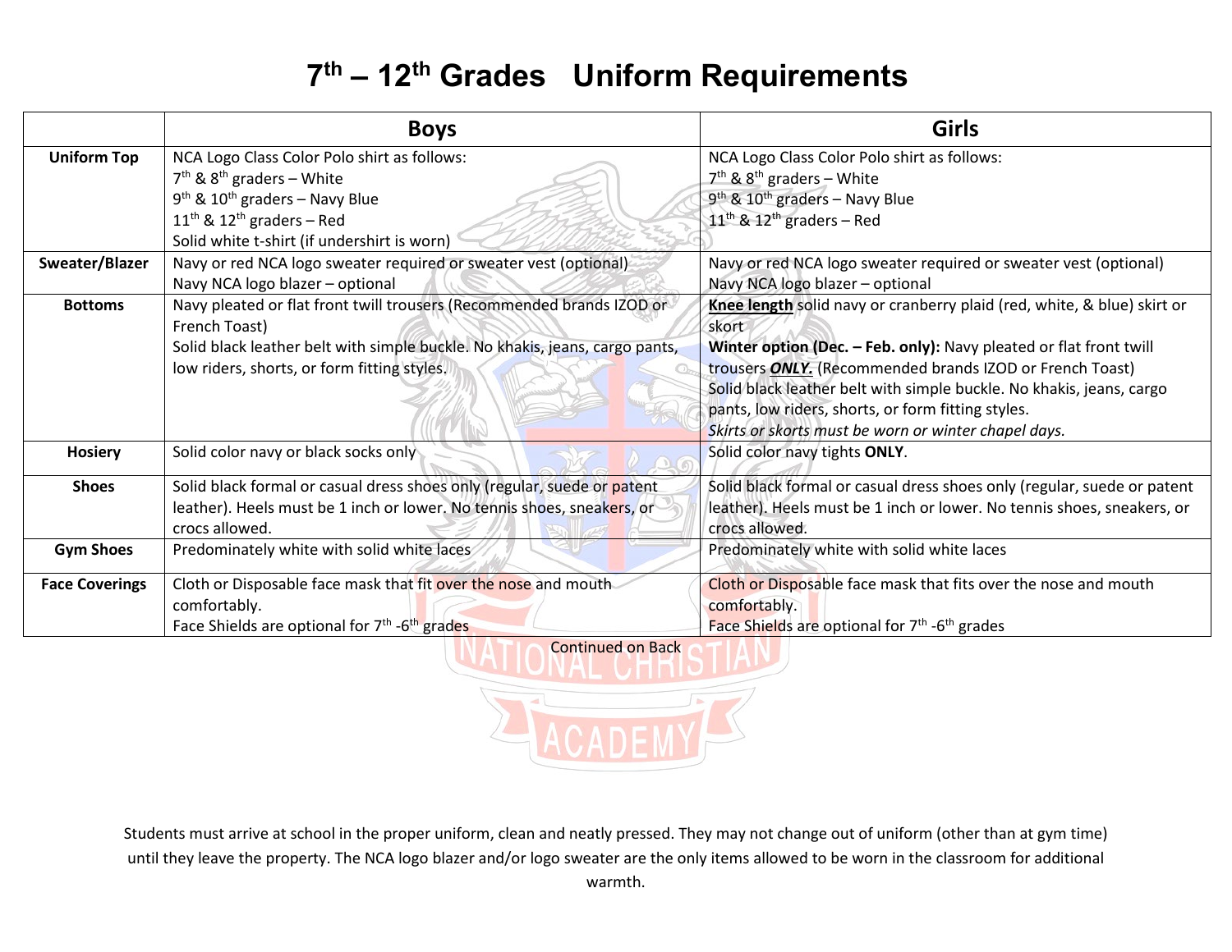# 7th – 12th Grades   Uniform Requirements

| | Boys | Girls |
|---|---|---|
| **Uniform Top** | NCA Logo Class Color Polo shirt as follows:<br>7th & 8th graders – White<br>9th & 10th graders – Navy Blue<br>11th & 12th graders – Red<br>Solid white t-shirt (if undershirt is worn) | NCA Logo Class Color Polo shirt as follows:<br>7th & 8th graders – White<br>9th & 10th graders – Navy Blue<br>11th & 12th graders – Red |
| **Sweater/Blazer** | Navy or red NCA logo sweater required or sweater vest (optional)<br>Navy NCA logo blazer – optional | Navy or red NCA logo sweater required or sweater vest (optional)<br>Navy NCA logo blazer – optional |
| **Bottoms** | Navy pleated or flat front twill trousers (Recommended brands IZOD or French Toast)<br>Solid black leather belt with simple buckle. No khakis, jeans, cargo pants, low riders, shorts, or form fitting styles. | **Knee length** solid navy or cranberry plaid (red, white, & blue) skirt or skort<br>**Winter option (Dec. – Feb. only):** Navy pleated or flat front twill trousers ***ONLY.*** (Recommended brands IZOD or French Toast)<br>Solid black leather belt with simple buckle. No khakis, jeans, cargo pants, low riders, shorts, or form fitting styles.<br>*Skirts or skorts must be worn or winter chapel days.* |
| **Hosiery** | Solid color navy or black socks only | Solid color navy tights **ONLY**. |
| **Shoes** | Solid black formal or casual dress shoes only (regular, suede or patent leather). Heels must be 1 inch or lower. No tennis shoes, sneakers, or crocs allowed. | Solid black formal or casual dress shoes only (regular, suede or patent leather). Heels must be 1 inch or lower. No tennis shoes, sneakers, or crocs allowed. |
| **Gym Shoes** | Predominately white with solid white laces | Predominately white with solid white laces |
| **Face Coverings** | Cloth or Disposable face mask that fit over the nose and mouth comfortably.<br>Face Shields are optional for 7th -6th grades | Cloth or Disposable face mask that fits over the nose and mouth comfortably.<br>Face Shields are optional for 7th -6th grades |

Continued on Back

Students must arrive at school in the proper uniform, clean and neatly pressed. They may not change out of uniform (other than at gym time) until they leave the property. The NCA logo blazer and/or logo sweater are the only items allowed to be worn in the classroom for additional warmth.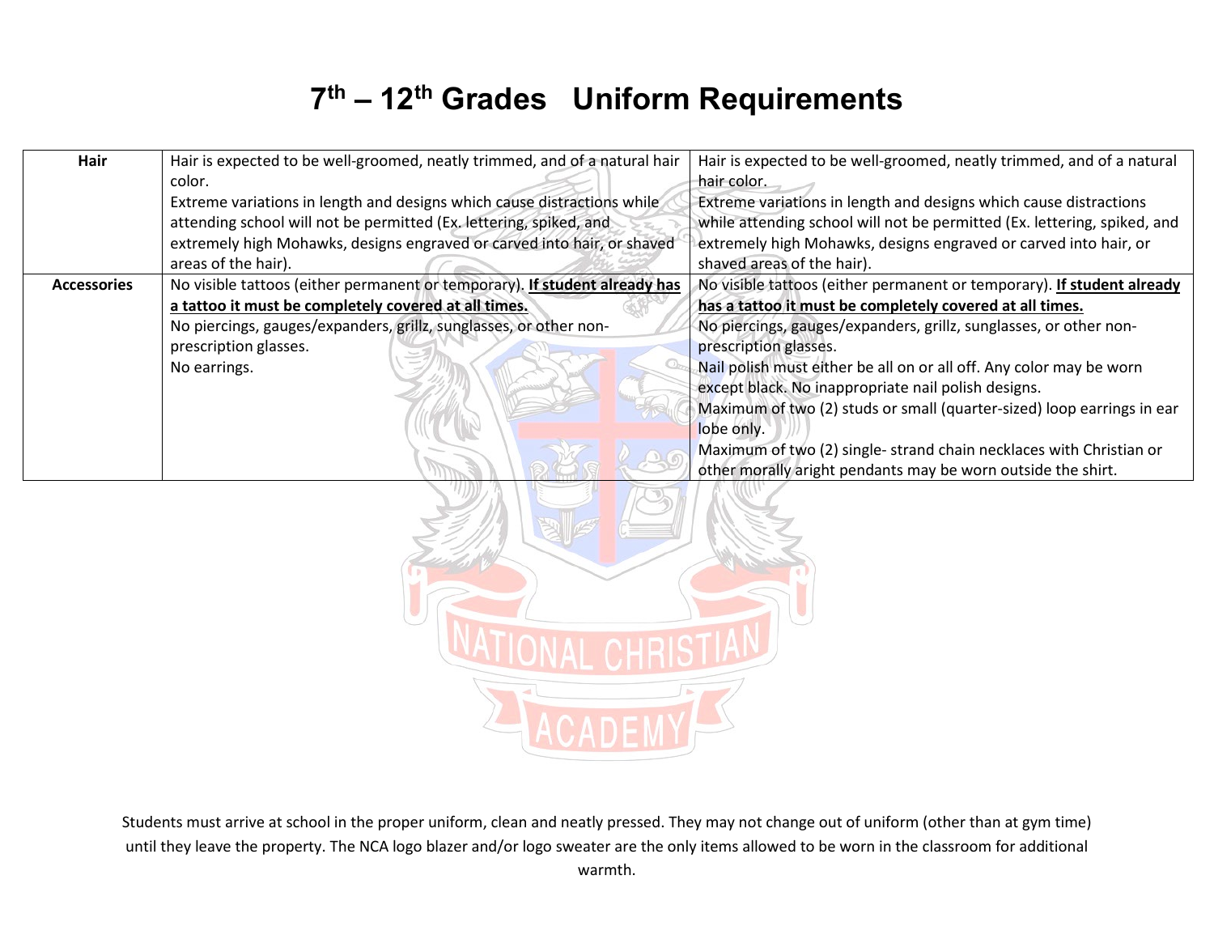# 7th – 12th Grades Uniform Requirements

| | | |
|---|---|---|
| **Hair** | Hair is expected to be well-groomed, neatly trimmed, and of a natural hair color.<br>Extreme variations in length and designs which cause distractions while attending school will not be permitted (Ex. lettering, spiked, and extremely high Mohawks, designs engraved or carved into hair, or shaved areas of the hair). | Hair is expected to be well-groomed, neatly trimmed, and of a natural hair color.<br>Extreme variations in length and designs which cause distractions while attending school will not be permitted (Ex. lettering, spiked, and extremely high Mohawks, designs engraved or carved into hair, or shaved areas of the hair). |
| **Accessories** | No visible tattoos (either permanent or temporary). **<u>If student already has a tattoo it must be completely covered at all times.</u>**<br>No piercings, gauges/expanders, grillz, sunglasses, or other non-prescription glasses.<br>No earrings. | No visible tattoos (either permanent or temporary). **<u>If student already has a tattoo it must be completely covered at all times.</u>**<br>No piercings, gauges/expanders, grillz, sunglasses, or other non-prescription glasses.<br>Nail polish must either be all on or all off. Any color may be worn except black. No inappropriate nail polish designs.<br>Maximum of two (2) studs or small (quarter-sized) loop earrings in ear lobe only.<br>Maximum of two (2) single- strand chain necklaces with Christian or other morally aright pendants may be worn outside the shirt. |

Students must arrive at school in the proper uniform, clean and neatly pressed. They may not change out of uniform (other than at gym time) until they leave the property. The NCA logo blazer and/or logo sweater are the only items allowed to be worn in the classroom for additional warmth.